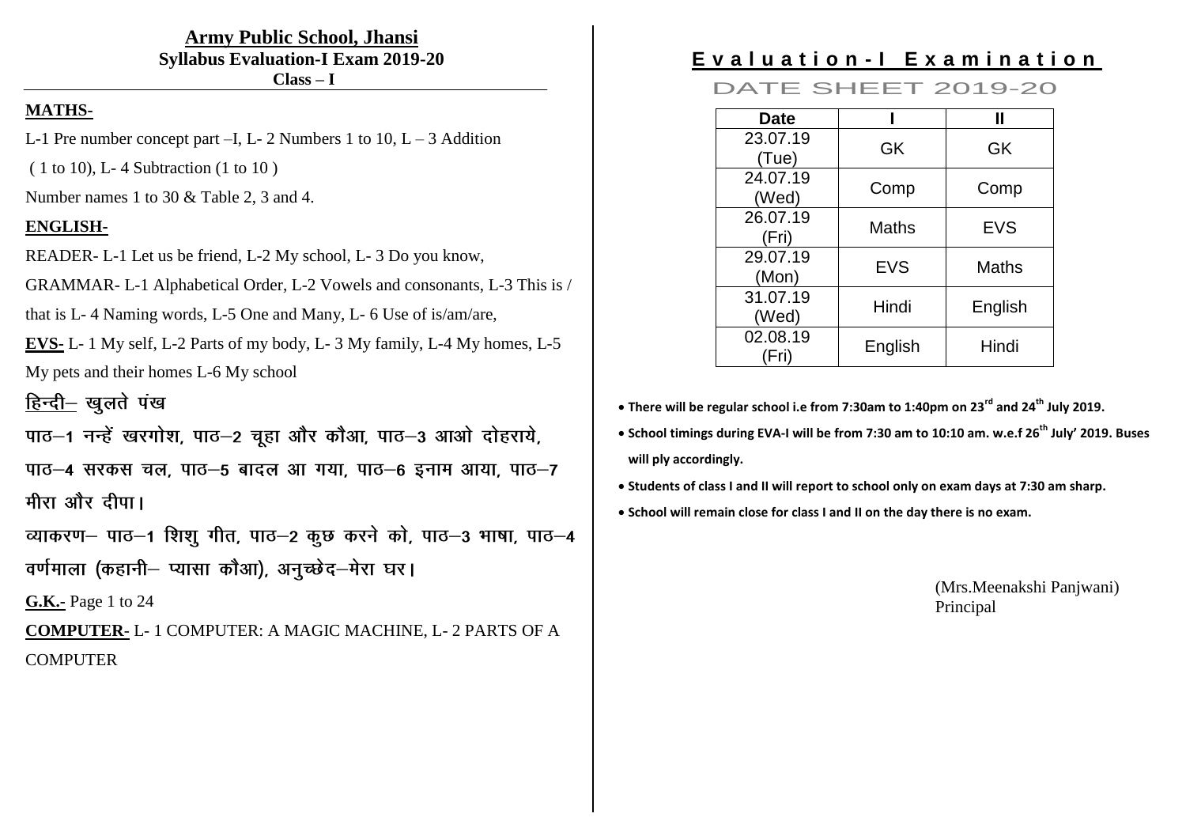# Army Public School, Jhansi

## Syllabus Evaluation-I Exam 2019-20

### Class – I

**MATHS-**

L-1 Pre number concept part –I, L- 2 Numbers 1 to 10, L – 3 Addition ( 1 to 10), L- 4 Subtraction (1 to 10 )

Number names 1 to 30 & Table 2, 3 and 4.

**ENGLISH-**

READER- L-1 Let us be friend, L-2 My school, L- 3 Do you know,

GRAMMAR- L-1 Alphabetical Order, L-2 Vowels and consonants, L-3 This is / that is L- 4 Naming words, L-5 One and Many, L- 6 Use of is/am/are,

**EVS-** L- 1 My self, L-2 Parts of my body, L- 3 My family, L-4 My homes, L-5 My pets and their homes L-6 My school

**हिन्दी–** खुलते पंख

पाठ–1 नन्हें खरगोश, पाठ–2 चूहा और कौआ, पाठ–3 आओ दोहराये, पाठ–4 सरकस चल, पाठ–5 बादल आ गया, पाठ–6 इनाम आया, पाठ–7 मीरा और दीपा।

व्याकरण– पाठ–1 शिशु गीत, पाठ–2 कुछ करने को, पाठ–3 भाषा, पाठ–4 वर्णमाला (कहानी– प्यासा कौआ), अनुच्छेद–मेरा घर।

**G.K.-** Page 1 to 24

**COMPUTER-** L- 1 COMPUTER: A MAGIC MACHINE, L- 2 PARTS OF A COMPUTER

## Evaluation-I Examination

### DATE SHEET 2019-20

| Date | I | II |
|---|---|---|
| 23.07.19 (Tue) | GK | GK |
| 24.07.19 (Wed) | Comp | Comp |
| 26.07.19 (Fri) | Maths | EVS |
| 29.07.19 (Mon) | EVS | Maths |
| 31.07.19 (Wed) | Hindi | English |
| 02.08.19 (Fri) | English | Hindi |

- **There will be regular school i.e from 7:30am to 1:40pm on 23rd and 24th July 2019.**
- **School timings during EVA-I will be from 7:30 am to 10:10 am. w.e.f 26th July' 2019. Buses will ply accordingly.**
- **Students of class I and II will report to school only on exam days at 7:30 am sharp.**
- **School will remain close for class I and II on the day there is no exam.**

(Mrs.Meenakshi Panjwani)
Principal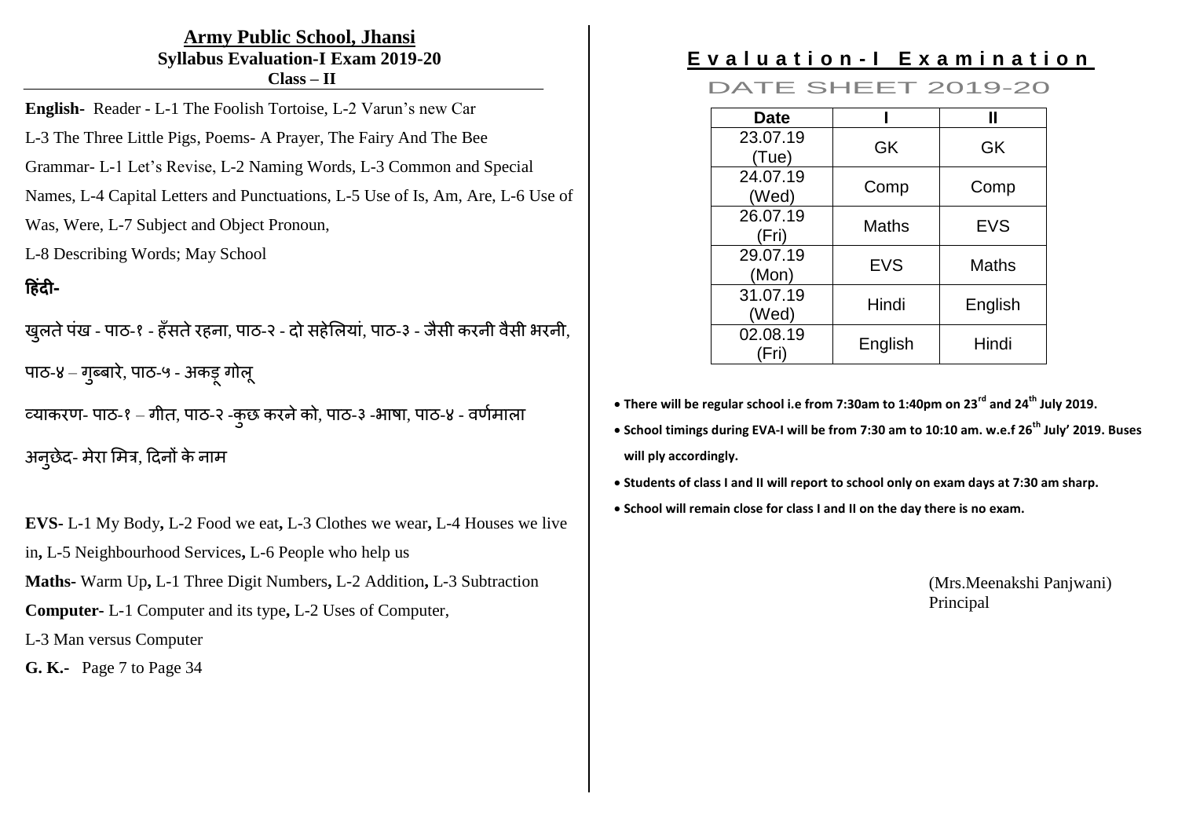# Army Public School, Jhansi

## Syllabus Evaluation-I Exam 2019-20

### Class – II

**English-** Reader - L-1 The Foolish Tortoise, L-2 Varun's new Car L-3 The Three Little Pigs, Poems- A Prayer, The Fairy And The Bee Grammar- L-1 Let's Revise, L-2 Naming Words, L-3 Common and Special Names, L-4 Capital Letters and Punctuations, L-5 Use of Is, Am, Are, L-6 Use of Was, Were, L-7 Subject and Object Pronoun, L-8 Describing Words; May School

**हिंदी-**

खुलते पंख - पाठ-१ - हँसते रहना, पाठ-२ - दो सहेलियां, पाठ-३ - जैसी करनी वैसी भरनी, पाठ-४ – गुब्बारे, पाठ-५ - अकड़ू गोलू

व्याकरण- पाठ-१ – गीत, पाठ-२ -कुछ करने को, पाठ-३ -भाषा, पाठ-४ - वर्णमाला

अनुछेद- मेरा मित्र, दिनों के नाम

**EVS-** L-1 My Body**,** L-2 Food we eat**,** L-3 Clothes we wear**,** L-4 Houses we live in**,** L-5 Neighbourhood Services**,** L-6 People who help us

**Maths-** Warm Up**,** L-1 Three Digit Numbers**,** L-2 Addition**,** L-3 Subtraction

**Computer-** L-1 Computer and its type**,** L-2 Uses of Computer, L-3 Man versus Computer

**G. K.-** Page 7 to Page 34

## Evaluation-I Examination

### DATE SHEET 2019-20

| Date | I | II |
|---|---|---|
| 23.07.19 (Tue) | GK | GK |
| 24.07.19 (Wed) | Comp | Comp |
| 26.07.19 (Fri) | Maths | EVS |
| 29.07.19 (Mon) | EVS | Maths |
| 31.07.19 (Wed) | Hindi | English |
| 02.08.19 (Fri) | English | Hindi |

- **There will be regular school i.e from 7:30am to 1:40pm on 23rd and 24th July 2019.**
- **School timings during EVA-I will be from 7:30 am to 10:10 am. w.e.f 26th July' 2019. Buses will ply accordingly.**
- **Students of class I and II will report to school only on exam days at 7:30 am sharp.**
- **School will remain close for class I and II on the day there is no exam.**

(Mrs.Meenakshi Panjwani)
Principal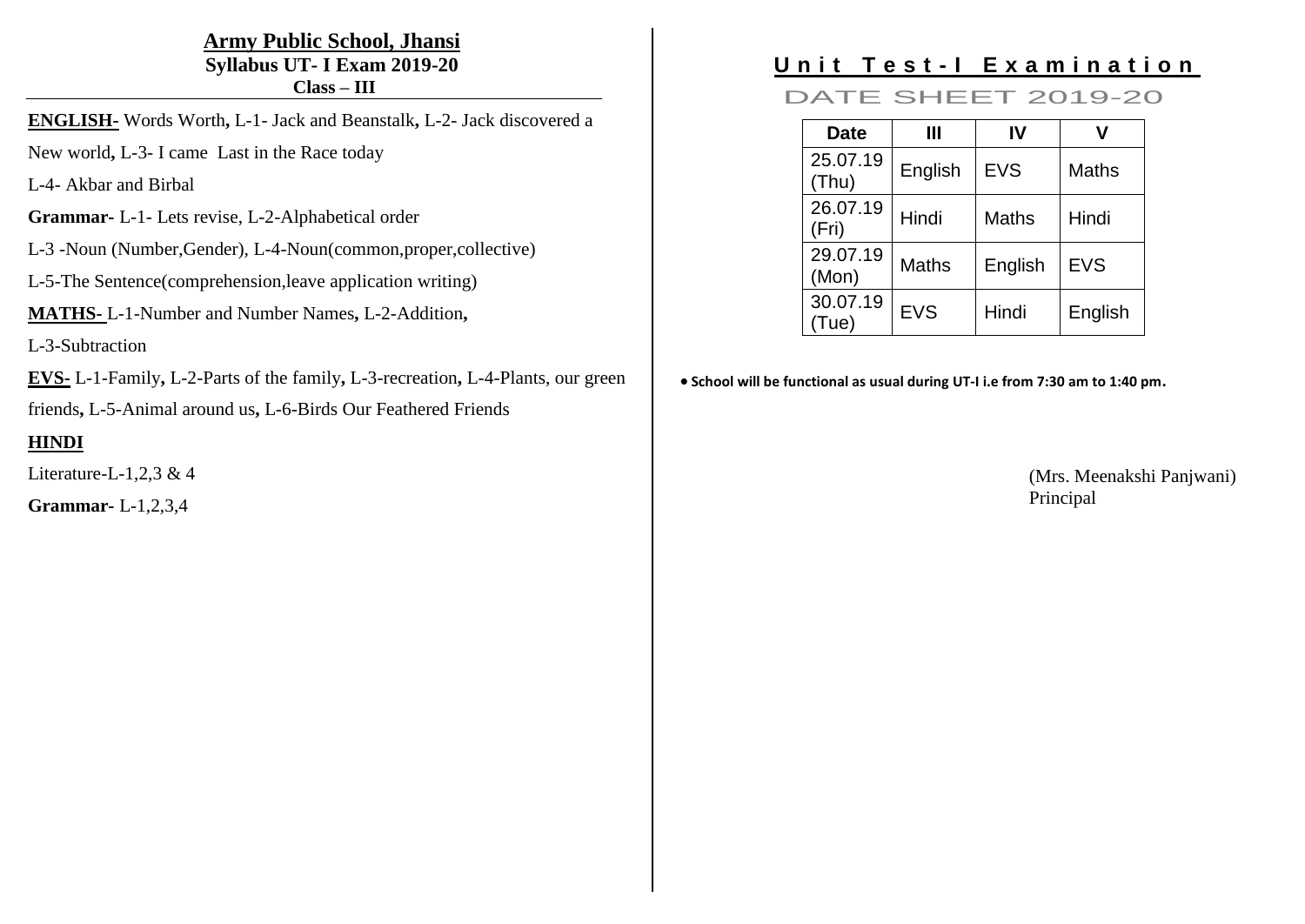# Army Public School, Jhansi

## Syllabus UT- I Exam 2019-20

### Class – III

**ENGLISH**- Words Worth, L-1- Jack and Beanstalk, L-2- Jack discovered a New world, L-3- I came Last in the Race today

L-4- Akbar and Birbal

**Grammar**- L-1- Lets revise, L-2-Alphabetical order

L-3 -Noun (Number,Gender), L-4-Noun(common,proper,collective)

L-5-The Sentence(comprehension,leave application writing)

**MATHS**- L-1-Number and Number Names, L-2-Addition,

L-3-Subtraction

**EVS**- L-1-Family, L-2-Parts of the family, L-3-recreation, L-4-Plants, our green friends, L-5-Animal around us, L-6-Birds Our Feathered Friends

**HINDI**

Literature-L-1,2,3 & 4

**Grammar**- L-1,2,3,4

## Unit Test-I Examination

### DATE SHEET 2019-20

| Date | III | IV | V |
|---|---|---|---|
| 25.07.19 (Thu) | English | EVS | Maths |
| 26.07.19 (Fri) | Hindi | Maths | Hindi |
| 29.07.19 (Mon) | Maths | English | EVS |
| 30.07.19 (Tue) | EVS | Hindi | English |

- **School will be functional as usual during UT-I i.e from 7:30 am to 1:40 pm.**

(Mrs. Meenakshi Panjwani)
Principal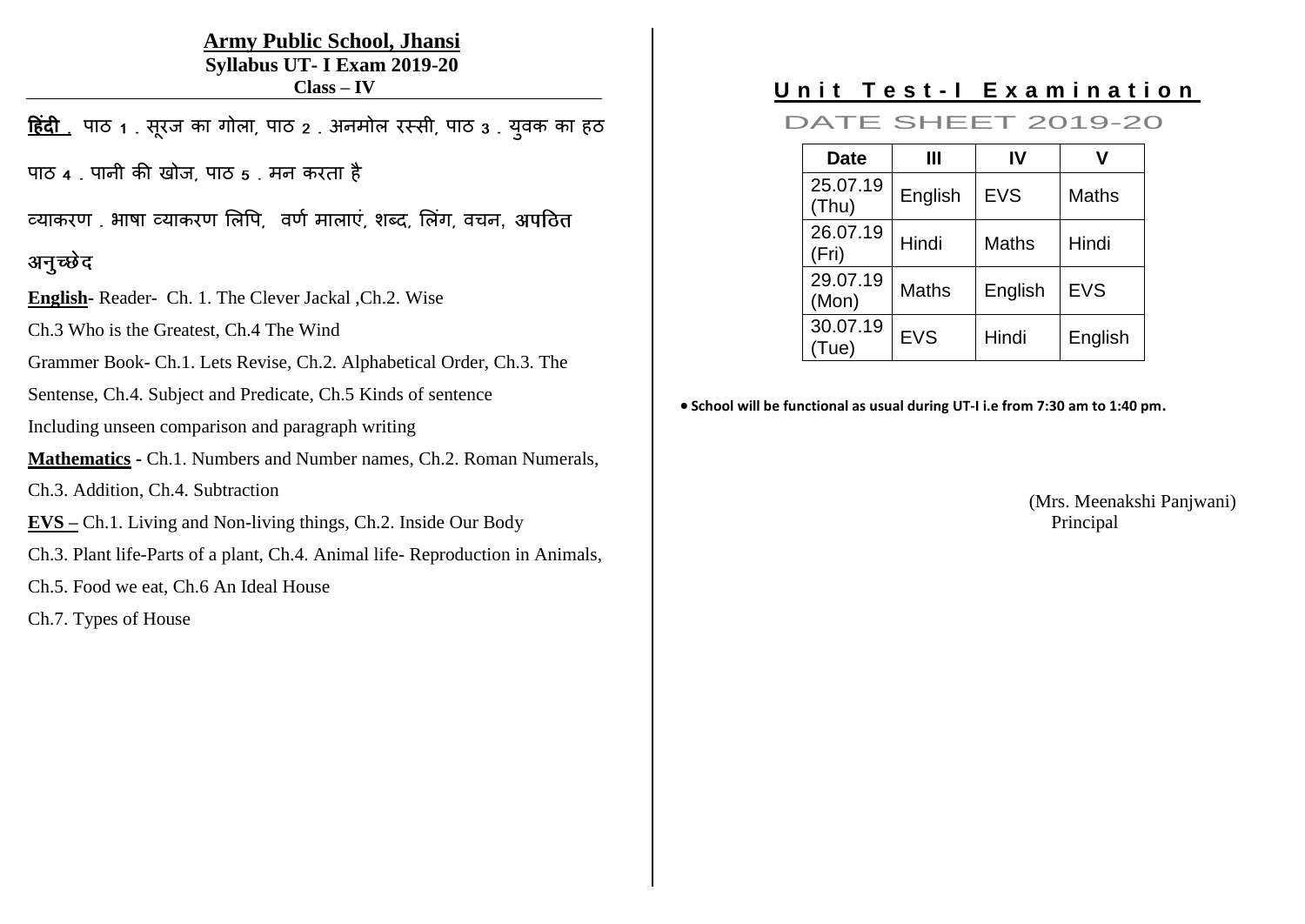# Army Public School, Jhansi

## Syllabus UT- I Exam 2019-20

### Class – IV

**हिंदी** . पाठ १ . सूरज का गोला, पाठ २ . अनमोल रस्सी, पाठ ३ . युवक का हठ

पाठ ४ . पानी की खोज, पाठ ५ . मन करता है

व्याकरण . भाषा व्याकरण लिपि, वर्ण मालाएं, शब्द, लिंग, वचन, अपठित अनुच्छेद

**English**- Reader- Ch. 1. The Clever Jackal ,Ch.2. Wise

Ch.3 Who is the Greatest, Ch.4 The Wind

Grammer Book- Ch.1. Lets Revise, Ch.2. Alphabetical Order, Ch.3. The Sentense, Ch.4. Subject and Predicate, Ch.5 Kinds of sentence

Including unseen comparison and paragraph writing

**Mathematics** - Ch.1. Numbers and Number names, Ch.2. Roman Numerals, Ch.3. Addition, Ch.4. Subtraction

**EVS –** Ch.1. Living and Non-living things, Ch.2. Inside Our Body

Ch.3. Plant life-Parts of a plant, Ch.4. Animal life- Reproduction in Animals,

Ch.5. Food we eat, Ch.6 An Ideal House

Ch.7. Types of House

## Unit Test-I Examination

### DATE SHEET 2019-20

| Date | III | IV | V |
|---|---|---|---|
| 25.07.19 (Thu) | English | EVS | Maths |
| 26.07.19 (Fri) | Hindi | Maths | Hindi |
| 29.07.19 (Mon) | Maths | English | EVS |
| 30.07.19 (Tue) | EVS | Hindi | English |

- **School will be functional as usual during UT-I i.e from 7:30 am to 1:40 pm.**

(Mrs. Meenakshi Panjwani)
Principal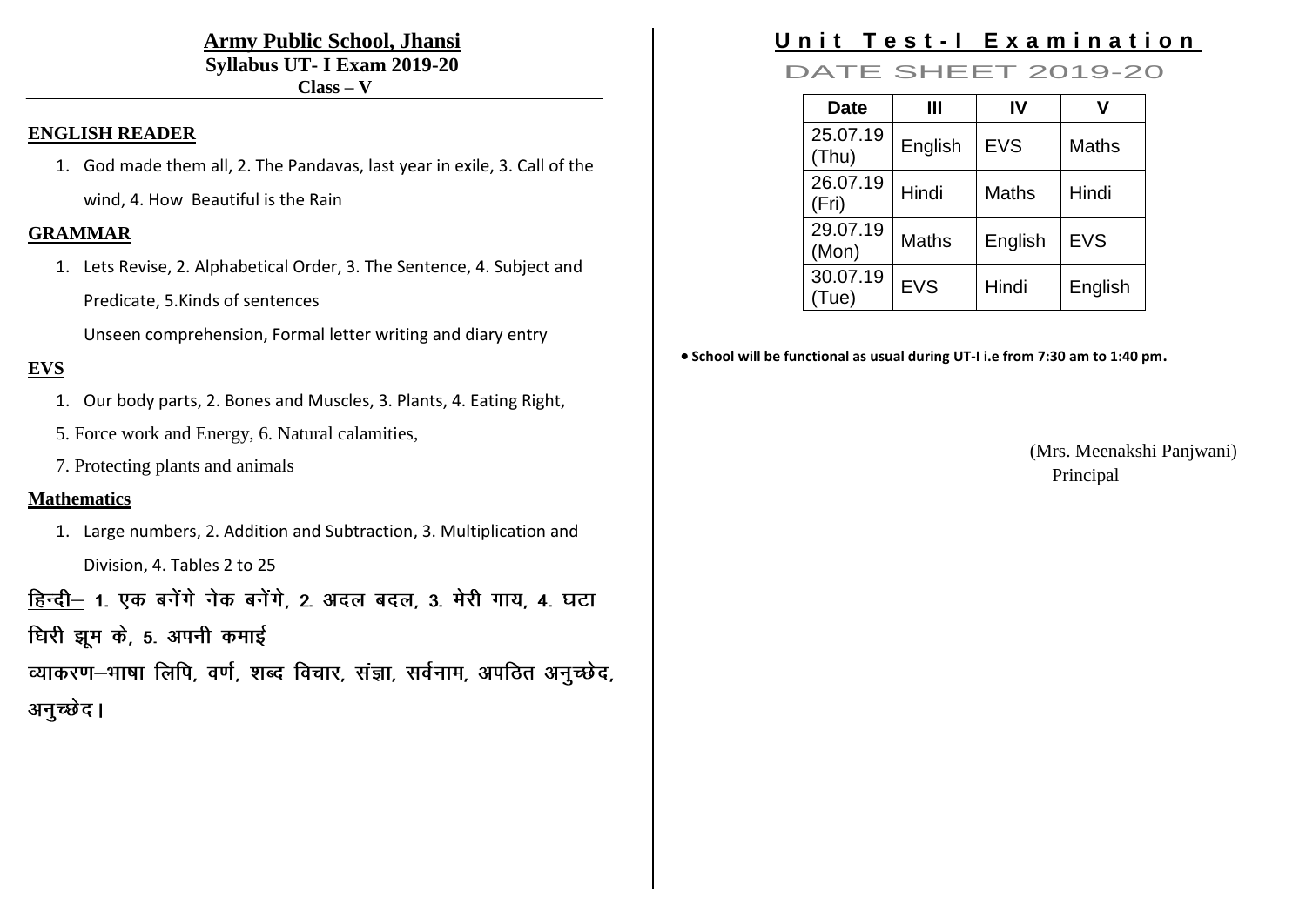# Army Public School, Jhansi

**Syllabus UT- I Exam 2019-20**

**Class – V**

## ENGLISH READER

1. God made them all, 2. The Pandavas, last year in exile, 3. Call of the wind, 4. How Beautiful is the Rain

## GRAMMAR

1. Lets Revise, 2. Alphabetical Order, 3. The Sentence, 4. Subject and Predicate, 5.Kinds of sentences

   Unseen comprehension, Formal letter writing and diary entry

## EVS

1. Our body parts, 2. Bones and Muscles, 3. Plants, 4. Eating Right,
5. Force work and Energy, 6. Natural calamities,
7. Protecting plants and animals

## Mathematics

1. Large numbers, 2. Addition and Subtraction, 3. Multiplication and Division, 4. Tables 2 to 25

**हिन्दी–** 1. एक बनेंगे नेक बनेंगे, 2. अदल बदल, 3. मेरी गाय, 4. घटा घिरी झूम के, 5. अपनी कमाई

व्याकरण–भाषा लिपि, वर्ण, शब्द विचार, संज्ञा, सर्वनाम, अपठित अनुच्छेद, अनुच्छेद।

# Unit Test-I Examination

## DATE SHEET 2019-20

| Date | III | IV | V |
|---|---|---|---|
| 25.07.19 (Thu) | English | EVS | Maths |
| 26.07.19 (Fri) | Hindi | Maths | Hindi |
| 29.07.19 (Mon) | Maths | English | EVS |
| 30.07.19 (Tue) | EVS | Hindi | English |

- **School will be functional as usual during UT-I i.e from 7:30 am to 1:40 pm.**

(Mrs. Meenakshi Panjwani)
Principal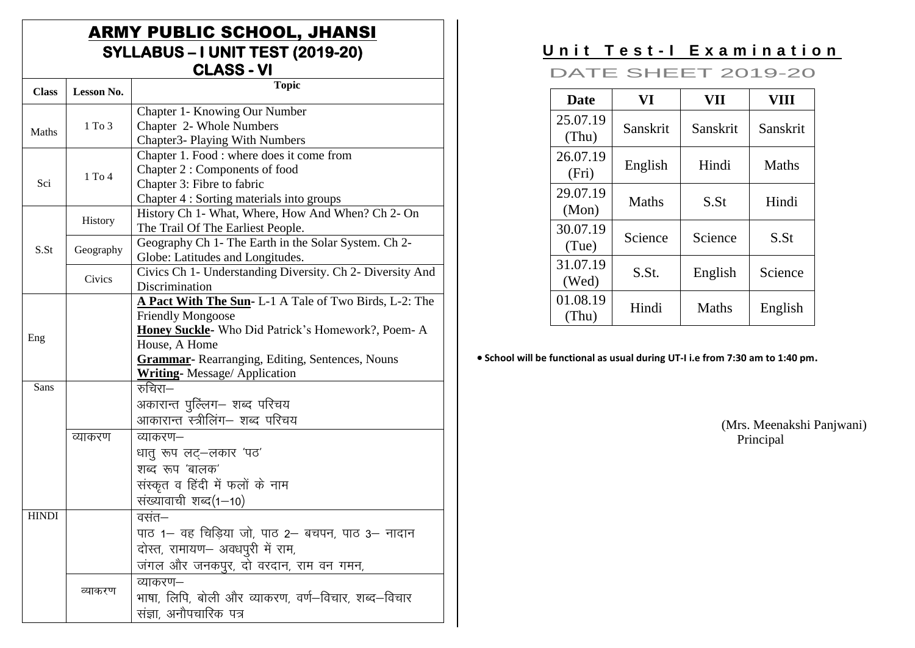# ARMY PUBLIC SCHOOL, JHANSI
## SYLLABUS – I UNIT TEST (2019-20)
## CLASS - VI

| Class | Lesson No. | Topic |
|---|---|---|
| Maths | 1 To 3 | Chapter 1- Knowing Our Number<br>Chapter 2- Whole Numbers<br>Chapter3- Playing With Numbers |
| Sci | 1 To 4 | Chapter 1. Food : where does it come from<br>Chapter 2 : Components of food<br>Chapter 3: Fibre to fabric<br>Chapter 4 : Sorting materials into groups |
| S.St | History | History Ch 1- What, Where, How And When? Ch 2- On The Trail Of The Earliest People. |
| | Geography | Geography Ch 1- The Earth in the Solar System. Ch 2- Globe: Latitudes and Longitudes. |
| | Civics | Civics Ch 1- Understanding Diversity. Ch 2- Diversity And Discrimination |
| Eng | | **A Pact With The Sun**- L-1 A Tale of Two Birds, L-2: The Friendly Mongoose<br>**Honey Suckle**- Who Did Patrick's Homework?, Poem- A House, A Home<br>**Grammar**- Rearranging, Editing, Sentences, Nouns<br>**Writing**- Message/ Application |
| Sans | | रुचिरा–<br>अकारान्त पुल्लिंग– शब्द परिचय<br>आकारान्त स्त्रीलिंग– शब्द परिचय |
| | व्याकरण | व्याकरण–<br>धातु रूप लट्–लकार 'पठ'<br>शब्द रूप 'बालक'<br>संस्कृत व हिंदी में फलों के नाम<br>संख्यावाची शब्द(1–10) |
| HINDI | | वसंत–<br>पाठ 1– वह चिड़िया जो, पाठ 2– बचपन, पाठ 3– नादान दोस्त, रामायण– अवधपुरी में राम,<br>जंगल और जनकपुर, दो वरदान, राम वन गमन, |
| | व्याकरण | व्याकरण–<br>भाषा, लिपि, बोली और व्याकरण, वर्ण–विचार, शब्द–विचार संज्ञा, अनौपचारिक पत्र |

## Unit Test-I Examination
### DATE SHEET 2019-20

| Date | VI | VII | VIII |
|---|---|---|---|
| 25.07.19 (Thu) | Sanskrit | Sanskrit | Sanskrit |
| 26.07.19 (Fri) | English | Hindi | Maths |
| 29.07.19 (Mon) | Maths | S.St | Hindi |
| 30.07.19 (Tue) | Science | Science | S.St |
| 31.07.19 (Wed) | S.St. | English | Science |
| 01.08.19 (Thu) | Hindi | Maths | English |

- **School will be functional as usual during UT-I i.e from 7:30 am to 1:40 pm.**

(Mrs. Meenakshi Panjwani)
Principal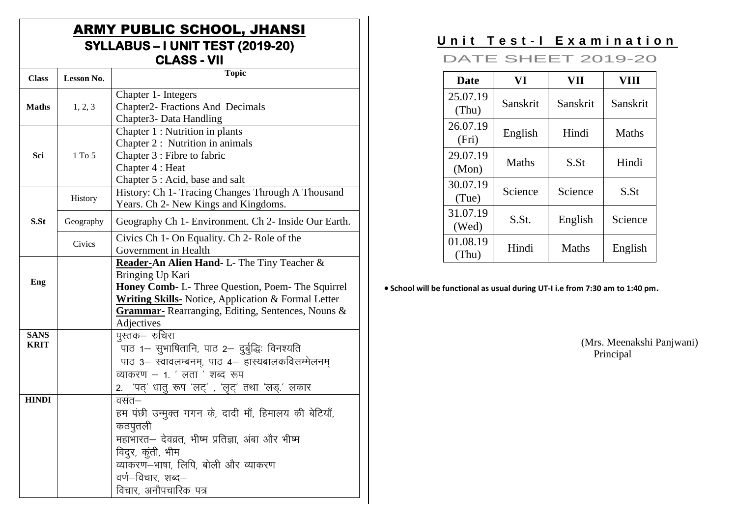# ARMY PUBLIC SCHOOL, JHANSI

## SYLLABUS – I UNIT TEST (2019-20)

## CLASS - VII

| Class | Lesson No. | Topic |
|---|---|---|
| **Maths** | 1, 2, 3 | Chapter 1- Integers<br>Chapter2- Fractions And Decimals<br>Chapter3- Data Handling |
| **Sci** | 1 To 5 | Chapter 1 : Nutrition in plants<br>Chapter 2 : Nutrition in animals<br>Chapter 3 : Fibre to fabric<br>Chapter 4 : Heat<br>Chapter 5 : Acid, base and salt |
| **S.St** | History | History: Ch 1- Tracing Changes Through A Thousand Years. Ch 2- New Kings and Kingdoms. |
| | Geography | Geography Ch 1- Environment. Ch 2- Inside Our Earth. |
| | Civics | Civics Ch 1- On Equality. Ch 2- Role of the Government in Health |
| **Eng** | | **Reader-An Alien Hand-** L- The Tiny Teacher & Bringing Up Kari<br>**Honey Comb-** L- Three Question, Poem- The Squirrel<br>**Writing Skills-** Notice, Application & Formal Letter<br>**Grammar-** Rearranging, Editing, Sentences, Nouns & Adjectives |
| **SANSKRIT** | | पुस्तक– रुचिरा<br>पाठ 1– सुभाषितानि, पाठ 2– दुर्बुद्धिः विनश्यति<br>पाठ 3– स्वावलम्बनम्, पाठ 4– हास्यबालकविसम्मेलनम्<br>व्याकरण – 1. ' लता ' शब्द रूप<br>2. 'पठ्' धातु रूप 'लट्' , 'लृट्' तथा 'लङ्' लकार |
| **HINDI** | | वसंत–<br>हम पंछी उन्मुक्त गगन के, दादी माँ, हिमालय की बेटियाँ, कठपुतली<br>महाभारत– देवव्रत, भीष्म प्रतिज्ञा, अंबा और भीष्म<br>विदुर, कुंती, भीम<br>व्याकरण–भाषा, लिपि, बोली और व्याकरण<br>वर्ण–विचार, शब्द–<br>विचार, अनौपचारिक पत्र |

## Unit Test-I Examination

### DATE SHEET 2019-20

| Date | VI | VII | VIII |
|---|---|---|---|
| 25.07.19 (Thu) | Sanskrit | Sanskrit | Sanskrit |
| 26.07.19 (Fri) | English | Hindi | Maths |
| 29.07.19 (Mon) | Maths | S.St | Hindi |
| 30.07.19 (Tue) | Science | Science | S.St |
| 31.07.19 (Wed) | S.St. | English | Science |
| 01.08.19 (Thu) | Hindi | Maths | English |

- **School will be functional as usual during UT-I i.e from 7:30 am to 1:40 pm.**

(Mrs. Meenakshi Panjwani)
Principal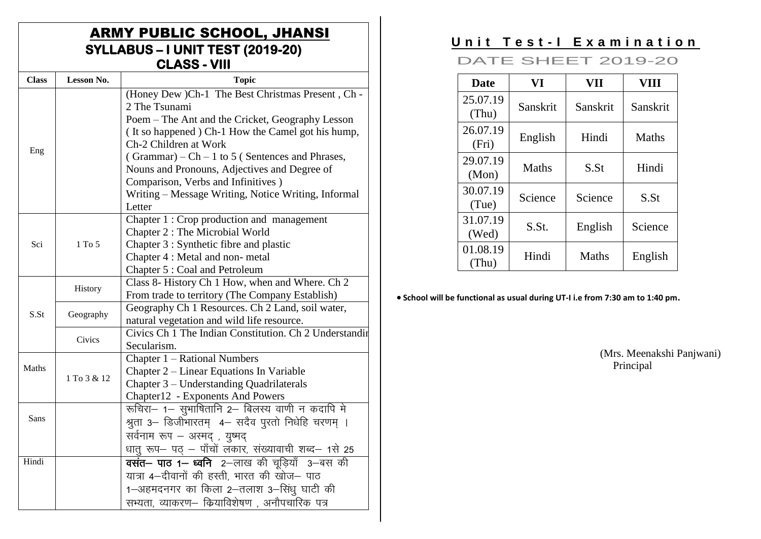# ARMY PUBLIC SCHOOL, JHANSI

## SYLLABUS – I UNIT TEST (2019-20)

## CLASS - VIII

| Class | Lesson No. | Topic |
|---|---|---|
| Eng | | (Honey Dew )Ch-1 The Best Christmas Present , Ch - 2 The Tsunami<br>Poem – The Ant and the Cricket, Geography Lesson<br>( It so happened ) Ch-1 How the Camel got his hump, Ch-2 Children at Work<br>( Grammar) – Ch – 1 to 5 ( Sentences and Phrases, Nouns and Pronouns, Adjectives and Degree of Comparison, Verbs and Infinitives )<br>Writing – Message Writing, Notice Writing, Informal Letter |
| Sci | 1 To 5 | Chapter 1 : Crop production and management<br>Chapter 2 : The Microbial World<br>Chapter 3 : Synthetic fibre and plastic<br>Chapter 4 : Metal and non- metal<br>Chapter 5 : Coal and Petroleum |
| S.St | History | Class 8- History Ch 1 How, when and Where. Ch 2 From trade to territory (The Company Establish) |
| | Geography | Geography Ch 1 Resources. Ch 2 Land, soil water, natural vegetation and wild life resource. |
| | Civics | Civics Ch 1 The Indian Constitution. Ch 2 Understandir Secularism. |
| Maths | 1 To 3 & 12 | Chapter 1 – Rational Numbers<br>Chapter 2 – Linear Equations In Variable<br>Chapter 3 – Understanding Quadrilaterals<br>Chapter12 - Exponents And Powers |
| Sans | | रूचिरा– 1– सुभाषितानि 2– बिलस्य वाणी न कदापि मे श्रुता 3– डिजीभारतम् 4– सदैव पुरतो निधेहि चरणम् ।<br>सर्वनाम रूप – अस्मद् , युष्मद्<br>धातु रूप– पठ् – पाँचों लकार, संख्यावाची शब्द– 1से 25 |
| Hindi | | **वसंत– पाठ 1– ध्वनि** 2–लाख की चूड़ियाँ 3–बस की यात्रा 4–दीवानों की हस्ती, भारत की खोज– पाठ 1–अहमदनगर का किला 2–तलाश 3–सिंधु घाटी की सभ्यता, व्याकरण– क्रियाविशेषण , अनौपचारिक पत्र |

## Unit Test-I Examination

### DATE SHEET 2019-20

| Date | VI | VII | VIII |
|---|---|---|---|
| 25.07.19 (Thu) | Sanskrit | Sanskrit | Sanskrit |
| 26.07.19 (Fri) | English | Hindi | Maths |
| 29.07.19 (Mon) | Maths | S.St | Hindi |
| 30.07.19 (Tue) | Science | Science | S.St |
| 31.07.19 (Wed) | S.St. | English | Science |
| 01.08.19 (Thu) | Hindi | Maths | English |

- **School will be functional as usual during UT-I i.e from 7:30 am to 1:40 pm.**

(Mrs. Meenakshi Panjwani)
Principal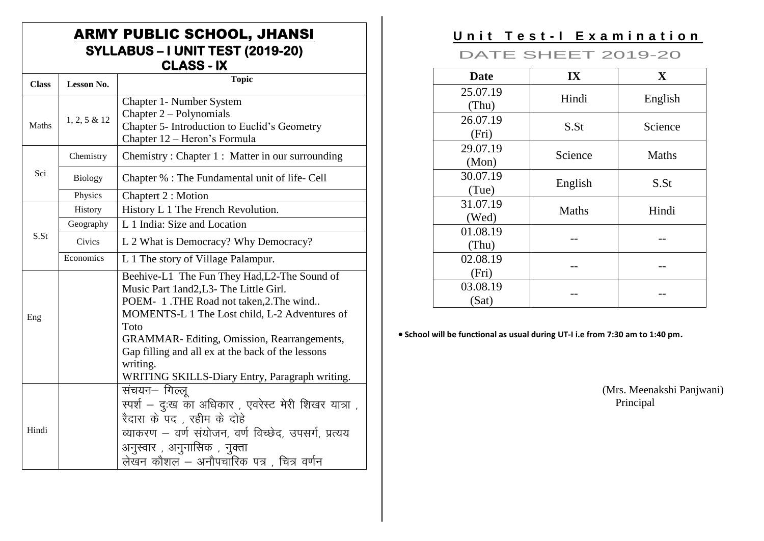# ARMY PUBLIC SCHOOL, JHANSI
## SYLLABUS – I UNIT TEST (2019-20)
## CLASS - IX

| Class | Lesson No. | Topic |
|---|---|---|
| Maths | 1, 2, 5 & 12 | Chapter 1- Number System<br>Chapter 2 – Polynomials<br>Chapter 5- Introduction to Euclid's Geometry<br>Chapter 12 – Heron's Formula |
| Sci | Chemistry | Chemistry : Chapter 1 : Matter in our surrounding |
| | Biology | Chapter % : The Fundamental unit of life- Cell |
| | Physics | Chaptert 2 : Motion |
| S.St | History | History L 1 The French Revolution. |
| | Geography | L 1 India: Size and Location |
| | Civics | L 2 What is Democracy? Why Democracy? |
| | Economics | L 1 The story of Village Palampur. |
| Eng | | Beehive-L1 The Fun They Had,L2-The Sound of Music Part 1and2,L3- The Little Girl.<br>POEM- 1 .THE Road not taken,2.The wind..<br>MOMENTS-L 1 The Lost child, L-2 Adventures of Toto<br>GRAMMAR- Editing, Omission, Rearrangements, Gap filling and all ex at the back of the lessons writing.<br>WRITING SKILLS-Diary Entry, Paragraph writing. |
| Hindi | | संचयन– गिल्लू<br>स्पर्श – दुःख का अधिकार , एवरेस्ट मेरी शिखर यात्रा , रैदास के पद , रहीम के दोहे<br>व्याकरण – वर्ण संयोजन, वर्ण विच्छेद, उपसर्ग, प्रत्यय अनुस्वार , अनुनासिक , नुक्ता<br>लेखन कौशल – अनौपचारिक पत्र , चित्र वर्णन |

## Unit Test-I Examination

### DATE SHEET 2019-20

| Date | IX | X |
|---|---|---|
| 25.07.19 (Thu) | Hindi | English |
| 26.07.19 (Fri) | S.St | Science |
| 29.07.19 (Mon) | Science | Maths |
| 30.07.19 (Tue) | English | S.St |
| 31.07.19 (Wed) | Maths | Hindi |
| 01.08.19 (Thu) | -- | -- |
| 02.08.19 (Fri) | -- | -- |
| 03.08.19 (Sat) | -- | -- |

- **School will be functional as usual during UT-I i.e from 7:30 am to 1:40 pm.**

(Mrs. Meenakshi Panjwani)
Principal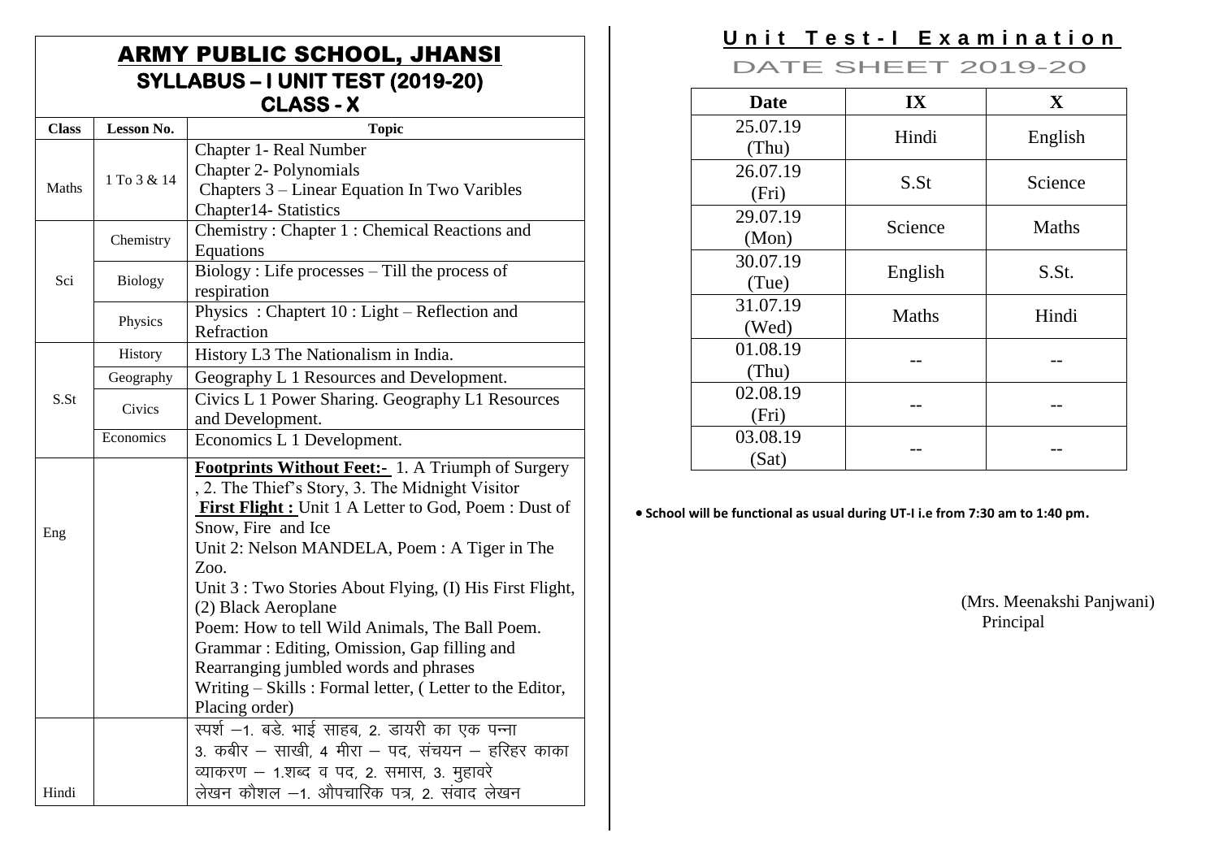# ARMY PUBLIC SCHOOL, JHANSI

## SYLLABUS – I UNIT TEST (2019-20)

## CLASS - X

| Class | Lesson No. | Topic |
|---|---|---|
| Maths | 1 To 3 & 14 | Chapter 1- Real Number<br>Chapter 2- Polynomials<br>Chapters 3 – Linear Equation In Two Varibles<br>Chapter14- Statistics |
| Sci | Chemistry | Chemistry : Chapter 1 : Chemical Reactions and Equations |
| | Biology | Biology : Life processes – Till the process of respiration |
| | Physics | Physics : Chaptert 10 : Light – Reflection and Refraction |
| S.St | History | History L3 The Nationalism in India. |
| | Geography | Geography L 1 Resources and Development. |
| | Civics | Civics L 1 Power Sharing. Geography L1 Resources and Development. |
| | Economics | Economics L 1 Development. |
| Eng | | **Footprints Without Feet:-** 1. A Triumph of Surgery , 2. The Thief's Story, 3. The Midnight Visitor<br>**First Flight :** Unit 1 A Letter to God, Poem : Dust of Snow, Fire and Ice<br>Unit 2: Nelson MANDELA, Poem : A Tiger in The Zoo.<br>Unit 3 : Two Stories About Flying, (I) His First Flight, (2) Black Aeroplane<br>Poem: How to tell Wild Animals, The Ball Poem.<br>Grammar : Editing, Omission, Gap filling and Rearranging jumbled words and phrases<br>Writing – Skills : Formal letter, ( Letter to the Editor, Placing order) |
| Hindi | | स्पर्श –1. बडे. भाई साहब, 2. डायरी का एक पन्ना<br>3. कबीर – साखी, 4 मीरा – पद, संचयन – हरिहर काका<br>व्याकरण – 1.शब्द व पद, 2. समास, 3. मुहावरे<br>लेखन कौशल –1. औपचारिक पत्र, 2. संवाद लेखन |

## Unit Test-I Examination

### DATE SHEET 2019-20

| Date | IX | X |
|---|---|---|
| 25.07.19 (Thu) | Hindi | English |
| 26.07.19 (Fri) | S.St | Science |
| 29.07.19 (Mon) | Science | Maths |
| 30.07.19 (Tue) | English | S.St. |
| 31.07.19 (Wed) | Maths | Hindi |
| 01.08.19 (Thu) | -- | -- |
| 02.08.19 (Fri) | -- | -- |
| 03.08.19 (Sat) | -- | -- |

- **School will be functional as usual during UT-I i.e from 7:30 am to 1:40 pm.**

(Mrs. Meenakshi Panjwani)
Principal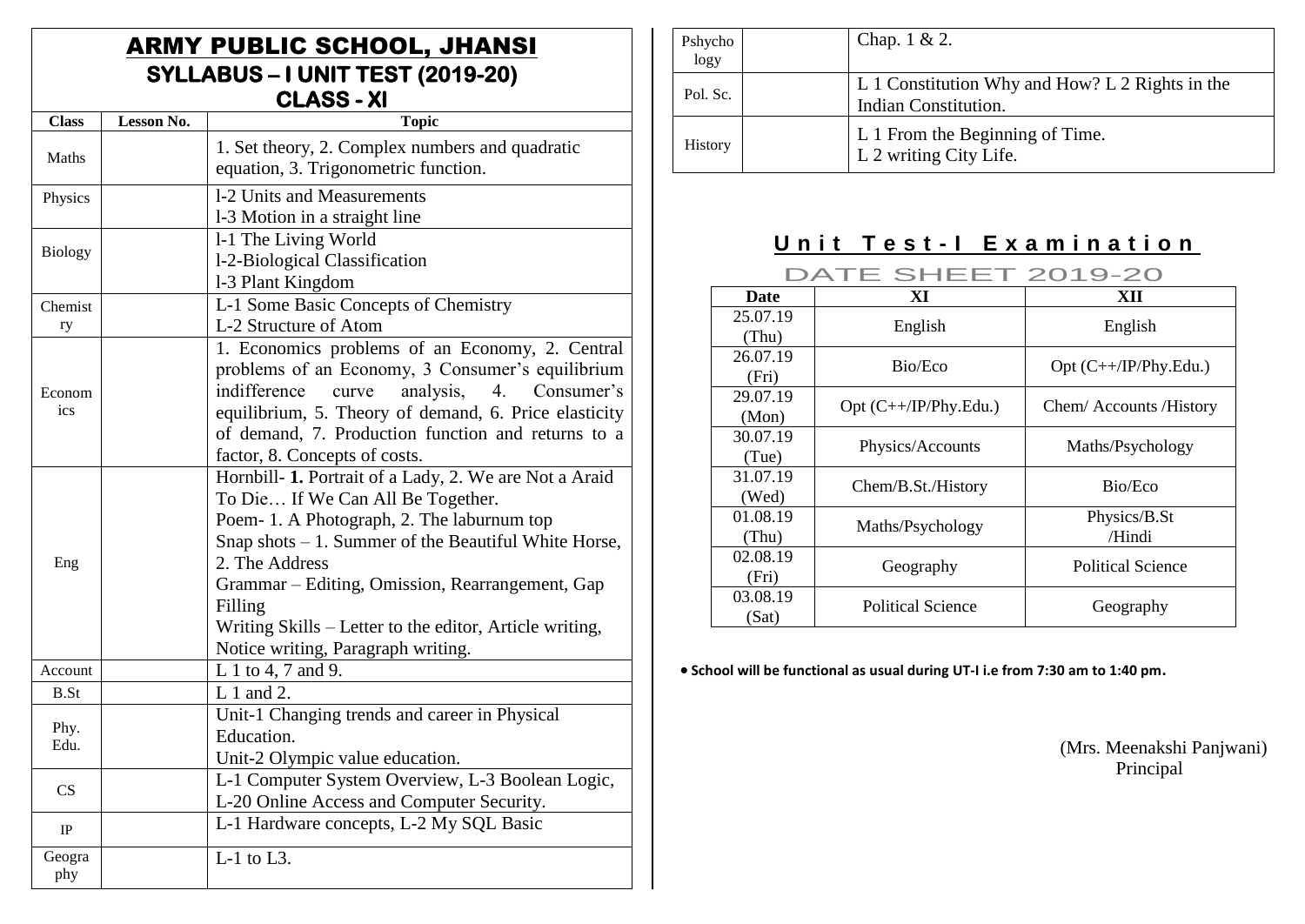# ARMY PUBLIC SCHOOL, JHANSI
## SYLLABUS – I UNIT TEST (2019-20)
## CLASS - XI

| Class | Lesson No. | Topic |
|---|---|---|
| Maths | | 1. Set theory, 2. Complex numbers and quadratic equation, 3. Trigonometric function. |
| Physics | | l-2 Units and Measurements<br>l-3 Motion in a straight line |
| Biology | | l-1 The Living World<br>l-2-Biological Classification<br>l-3 Plant Kingdom |
| Chemistry | | L-1 Some Basic Concepts of Chemistry<br>L-2 Structure of Atom |
| Economics | | 1. Economics problems of an Economy, 2. Central problems of an Economy, 3 Consumer's equilibrium indifference curve analysis, 4. Consumer's equilibrium, 5. Theory of demand, 6. Price elasticity of demand, 7. Production function and returns to a factor, 8. Concepts of costs. |
| Eng | | Hornbill- **1.** Portrait of a Lady, 2. We are Not a Araid To Die… If We Can All Be Together.<br>Poem- 1. A Photograph, 2. The laburnum top<br>Snap shots – 1. Summer of the Beautiful White Horse, 2. The Address<br>Grammar – Editing, Omission, Rearrangement, Gap Filling<br>Writing Skills – Letter to the editor, Article writing, Notice writing, Paragraph writing. |
| Account | | L 1 to 4, 7 and 9. |
| B.St | | L 1 and 2. |
| Phy. Edu. | | Unit-1 Changing trends and career in Physical Education.<br>Unit-2 Olympic value education. |
| CS | | L-1 Computer System Overview, L-3 Boolean Logic, L-20 Online Access and Computer Security. |
| IP | | L-1 Hardware concepts, L-2 My SQL Basic |
| Geography | | L-1 to L3. |
| Pshychology | | Chap. 1 & 2. |
| Pol. Sc. | | L 1 Constitution Why and How? L 2 Rights in the Indian Constitution. |
| History | | L 1 From the Beginning of Time.<br>L 2 writing City Life. |

## Unit Test-I Examination

### DATE SHEET 2019-20

| Date | XI | XII |
|---|---|---|
| 25.07.19 (Thu) | English | English |
| 26.07.19 (Fri) | Bio/Eco | Opt (C++/IP/Phy.Edu.) |
| 29.07.19 (Mon) | Opt (C++/IP/Phy.Edu.) | Chem/ Accounts /History |
| 30.07.19 (Tue) | Physics/Accounts | Maths/Psychology |
| 31.07.19 (Wed) | Chem/B.St./History | Bio/Eco |
| 01.08.19 (Thu) | Maths/Psychology | Physics/B.St /Hindi |
| 02.08.19 (Fri) | Geography | Political Science |
| 03.08.19 (Sat) | Political Science | Geography |

- **School will be functional as usual during UT-I i.e from 7:30 am to 1:40 pm.**

(Mrs. Meenakshi Panjwani)
Principal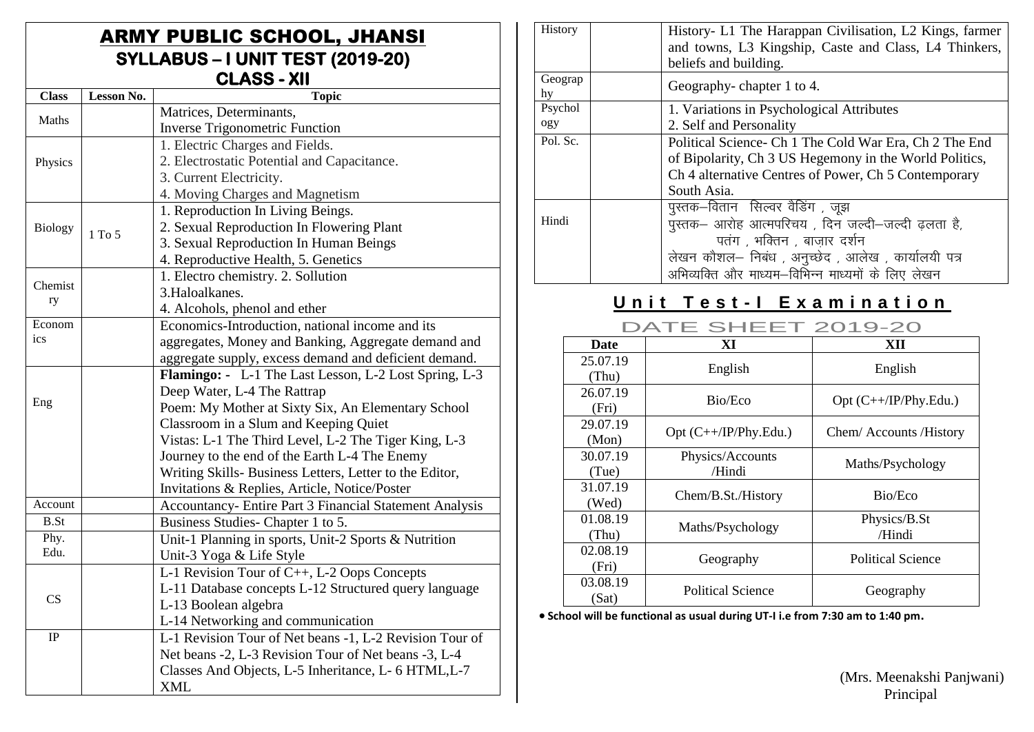# ARMY PUBLIC SCHOOL, JHANSI

## SYLLABUS – I UNIT TEST (2019-20)

## CLASS - XII

| Class | Lesson No. | Topic |
|---|---|---|
| Maths | | Matrices, Determinants,<br>Inverse Trigonometric Function |
| Physics | | 1. Electric Charges and Fields.<br>2. Electrostatic Potential and Capacitance.<br>3. Current Electricity.<br>4. Moving Charges and Magnetism |
| Biology | 1 To 5 | 1. Reproduction In Living Beings.<br>2. Sexual Reproduction In Flowering Plant<br>3. Sexual Reproduction In Human Beings<br>4. Reproductive Health, 5. Genetics |
| Chemistry | | 1. Electro chemistry. 2. Sollution<br>3.Haloalkanes.<br>4. Alcohols, phenol and ether |
| Economics | | Economics-Introduction, national income and its aggregates, Money and Banking, Aggregate demand and aggregate supply, excess demand and deficient demand. |
| Eng | | **Flamingo: -** L-1 The Last Lesson, L-2 Lost Spring, L-3 Deep Water, L-4 The Rattrap<br>Poem: My Mother at Sixty Six, An Elementary School Classroom in a Slum and Keeping Quiet<br>Vistas: L-1 The Third Level, L-2 The Tiger King, L-3 Journey to the end of the Earth L-4 The Enemy<br>Writing Skills- Business Letters, Letter to the Editor, Invitations & Replies, Article, Notice/Poster |
| Account | | Accountancy- Entire Part 3 Financial Statement Analysis |
| B.St | | Business Studies- Chapter 1 to 5. |
| Phy. Edu. | | Unit-1 Planning in sports, Unit-2 Sports & Nutrition<br>Unit-3 Yoga & Life Style |
| CS | | L-1 Revision Tour of C++, L-2 Oops Concepts<br>L-11 Database concepts L-12 Structured query language<br>L-13 Boolean algebra<br>L-14 Networking and communication |
| IP | | L-1 Revision Tour of Net beans -1, L-2 Revision Tour of Net beans -2, L-3 Revision Tour of Net beans -3, L-4 Classes And Objects, L-5 Inheritance, L- 6 HTML,L-7 XML |
| History | | History- L1 The Harappan Civilisation, L2 Kings, farmer and towns, L3 Kingship, Caste and Class, L4 Thinkers, beliefs and building. |
| Geography | | Geography- chapter 1 to 4. |
| Psychology | | 1. Variations in Psychological Attributes<br>2. Self and Personality |
| Pol. Sc. | | Political Science- Ch 1 The Cold War Era, Ch 2 The End of Bipolarity, Ch 3 US Hegemony in the World Politics, Ch 4 alternative Centres of Power, Ch 5 Contemporary South Asia. |
| Hindi | | पुस्तक–वितान सिल्वर वैडिंग , जूझ<br>पुस्तक– आरोह आत्मपरिचय , दिन जल्दी–जल्दी ढ़लता है, पतंग , भक्तिन , बाज़ार दर्शन<br>लेखन कौशल– निबंध , अनुच्छेद , आलेख , कार्यालयी पत्र<br>अभिव्यक्ति और माध्यम–विभिन्न माध्यमों के लिए लेखन |

## Unit Test-I Examination

### DATE SHEET 2019-20

| Date | XI | XII |
|---|---|---|
| 25.07.19 (Thu) | English | English |
| 26.07.19 (Fri) | Bio/Eco | Opt (C++/IP/Phy.Edu.) |
| 29.07.19 (Mon) | Opt (C++/IP/Phy.Edu.) | Chem/ Accounts /History |
| 30.07.19 (Tue) | Physics/Accounts /Hindi | Maths/Psychology |
| 31.07.19 (Wed) | Chem/B.St./History | Bio/Eco |
| 01.08.19 (Thu) | Maths/Psychology | Physics/B.St /Hindi |
| 02.08.19 (Fri) | Geography | Political Science |
| 03.08.19 (Sat) | Political Science | Geography |

- **School will be functional as usual during UT-I i.e from 7:30 am to 1:40 pm.**

(Mrs. Meenakshi Panjwani)
Principal